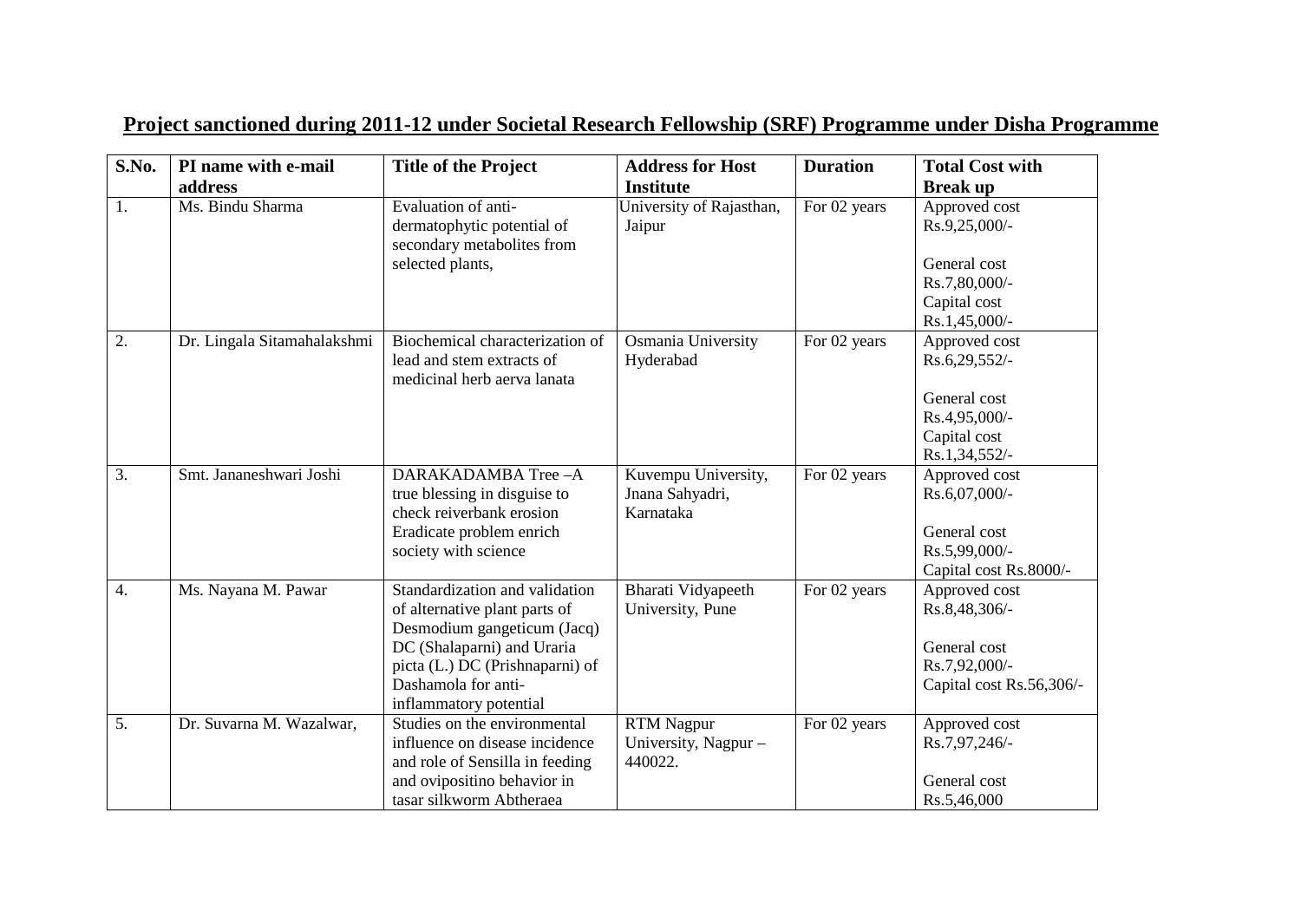## Project sanctioned during 2011-12 under Societal Research Fellowship (SRF) Programme under Disha Programme

| S.No. | PI name with e-mail address | Title of the Project | Address for Host Institute | Duration | Total Cost with Break up |
|---|---|---|---|---|---|
| 1. | Ms. Bindu Sharma | Evaluation of anti-dermatophytic potential of secondary metabolites from selected plants, | University of Rajasthan, Jaipur | For 02 years | Approved cost Rs.9,25,000/-<br><br>General cost Rs.7,80,000/-<br>Capital cost Rs.1,45,000/- |
| 2. | Dr. Lingala Sitamahalakshmi | Biochemical characterization of lead and stem extracts of medicinal herb aerva lanata | Osmania University Hyderabad | For 02 years | Approved cost Rs.6,29,552/-<br><br>General cost Rs.4,95,000/-<br>Capital cost Rs.1,34,552/- |
| 3. | Smt. Jananeshwari Joshi | DARAKADAMBA Tree –A true blessing in disguise to check reiverbank erosion Eradicate problem enrich society with science | Kuvempu University, Jnana Sahyadri, Karnataka | For 02 years | Approved cost Rs.6,07,000/-<br><br>General cost Rs.5,99,000/-<br>Capital cost Rs.8000/- |
| 4. | Ms. Nayana M. Pawar | Standardization and validation of alternative plant parts of Desmodium gangeticum (Jacq) DC (Shalaparni) and Uraria picta (L.) DC (Prishnaparni) of Dashamola for anti-inflammatory potential | Bharati Vidyapeeth University, Pune | For 02 years | Approved cost Rs.8,48,306/-<br><br>General cost Rs.7,92,000/-<br>Capital cost Rs.56,306/- |
| 5. | Dr. Suvarna M. Wazalwar, | Studies on the environmental influence on disease incidence and role of Sensilla in feeding and ovipositino behavior in tasar silkworm Abtheraea | RTM Nagpur University, Nagpur – 440022. | For 02 years | Approved cost Rs.7,97,246/-<br><br>General cost Rs.5,46,000 |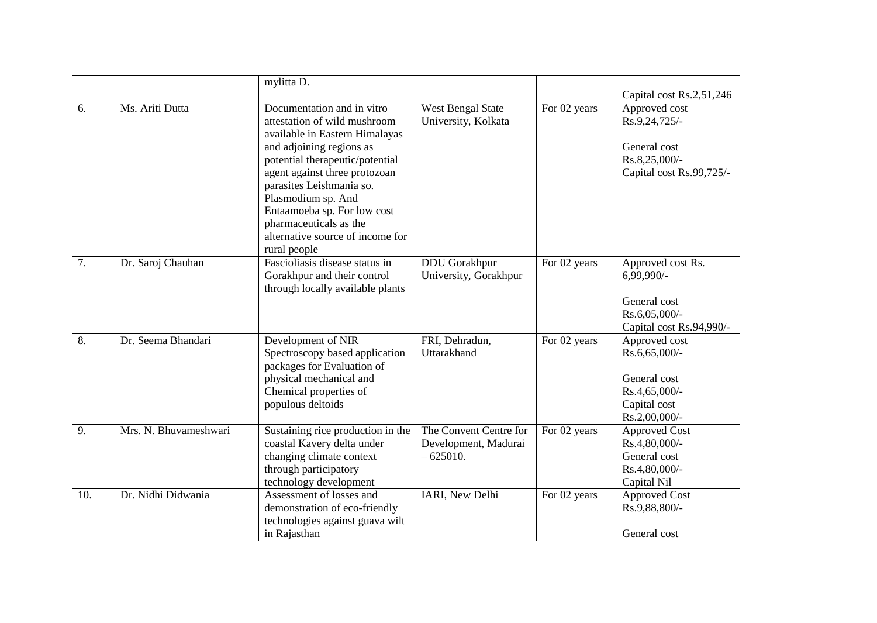|  |  |  |  |  |  |
|---|---|---|---|---|---|
|  |  | mylitta D. |  |  | Capital cost Rs.2,51,246 |
| 6. | Ms. Ariti Dutta | Documentation and in vitro attestation of wild mushroom available in Eastern Himalayas and adjoining regions as potential therapeutic/potential agent against three protozoan parasites Leishmania so. Plasmodium sp. And Entaamoeba sp. For low cost pharmaceuticals as the alternative source of income for rural people | West Bengal State University, Kolkata | For 02 years | Approved cost Rs.9,24,725/-<br><br>General cost Rs.8,25,000/-<br>Capital cost Rs.99,725/- |
| 7. | Dr. Saroj Chauhan | Fascioliasis disease status in Gorakhpur and their control through locally available plants | DDU Gorakhpur University, Gorakhpur | For 02 years | Approved cost Rs. 6,99,990/-<br><br>General cost Rs.6,05,000/-<br>Capital cost Rs.94,990/- |
| 8. | Dr. Seema Bhandari | Development of NIR Spectroscopy based application packages for Evaluation of physical mechanical and Chemical properties of populous deltoids | FRI, Dehradun, Uttarakhand | For 02 years | Approved cost Rs.6,65,000/-<br><br>General cost Rs.4,65,000/-<br>Capital cost Rs.2,00,000/- |
| 9. | Mrs. N. Bhuvameshwari | Sustaining rice production in the coastal Kavery delta under changing climate context through participatory technology development | The Convent Centre for Development, Madurai – 625010. | For 02 years | Approved Cost Rs.4,80,000/-<br>General cost Rs.4,80,000/-<br>Capital Nil |
| 10. | Dr. Nidhi Didwania | Assessment of losses and demonstration of eco-friendly technologies against guava wilt in Rajasthan | IARI, New Delhi | For 02 years | Approved Cost Rs.9,88,800/-<br><br>General cost |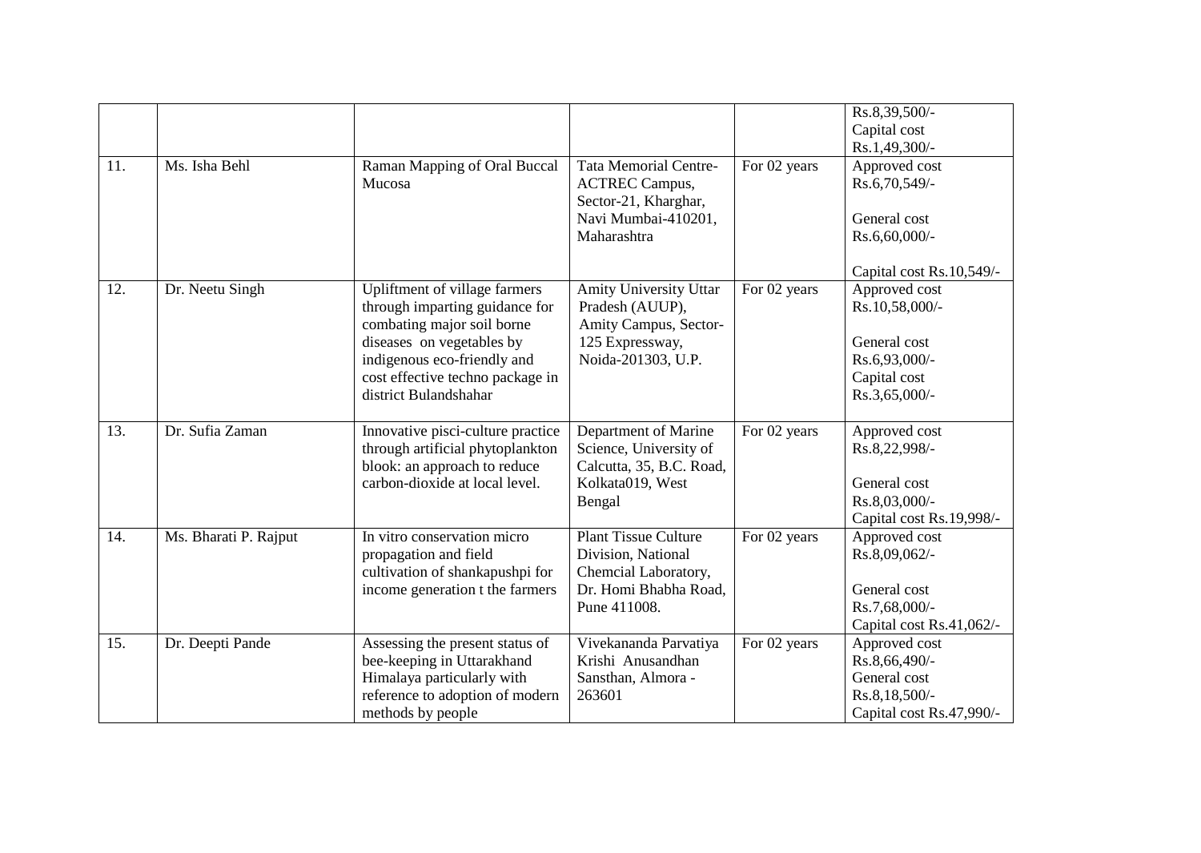| | | | | | |
|---|---|---|---|---|---|
| | | | | | Rs.8,39,500/-<br>Capital cost<br>Rs.1,49,300/- |
| 11. | Ms. Isha Behl | Raman Mapping of Oral Buccal Mucosa | Tata Memorial Centre-ACTREC Campus, Sector-21, Kharghar, Navi Mumbai-410201, Maharashtra | For 02 years | Approved cost<br>Rs.6,70,549/-<br><br>General cost<br>Rs.6,60,000/-<br><br>Capital cost Rs.10,549/- |
| 12. | Dr. Neetu Singh | Upliftment of village farmers through imparting guidance for combating major soil borne diseases on vegetables by indigenous eco-friendly and cost effective techno package in district Bulandshahar | Amity University Uttar Pradesh (AUUP), Amity Campus, Sector-125 Expressway, Noida-201303, U.P. | For 02 years | Approved cost<br>Rs.10,58,000/-<br><br>General cost<br>Rs.6,93,000/-<br>Capital cost<br>Rs.3,65,000/- |
| 13. | Dr. Sufia Zaman | Innovative pisci-culture practice through artificial phytoplankton blook: an approach to reduce carbon-dioxide at local level. | Department of Marine Science, University of Calcutta, 35, B.C. Road, Kolkata019, West Bengal | For 02 years | Approved cost<br>Rs.8,22,998/-<br><br>General cost<br>Rs.8,03,000/-<br>Capital cost Rs.19,998/- |
| 14. | Ms. Bharati P. Rajput | In vitro conservation micro propagation and field cultivation of shankapushpi for income generation t the farmers | Plant Tissue Culture Division, National Chemcial Laboratory, Dr. Homi Bhabha Road, Pune 411008. | For 02 years | Approved cost<br>Rs.8,09,062/-<br><br>General cost<br>Rs.7,68,000/-<br>Capital cost Rs.41,062/- |
| 15. | Dr. Deepti Pande | Assessing the present status of bee-keeping in Uttarakhand Himalaya particularly with reference to adoption of modern methods by people | Vivekananda Parvatiya Krishi Anusandhan Sansthan, Almora - 263601 | For 02 years | Approved cost<br>Rs.8,66,490/-<br>General cost<br>Rs.8,18,500/-<br>Capital cost Rs.47,990/- |